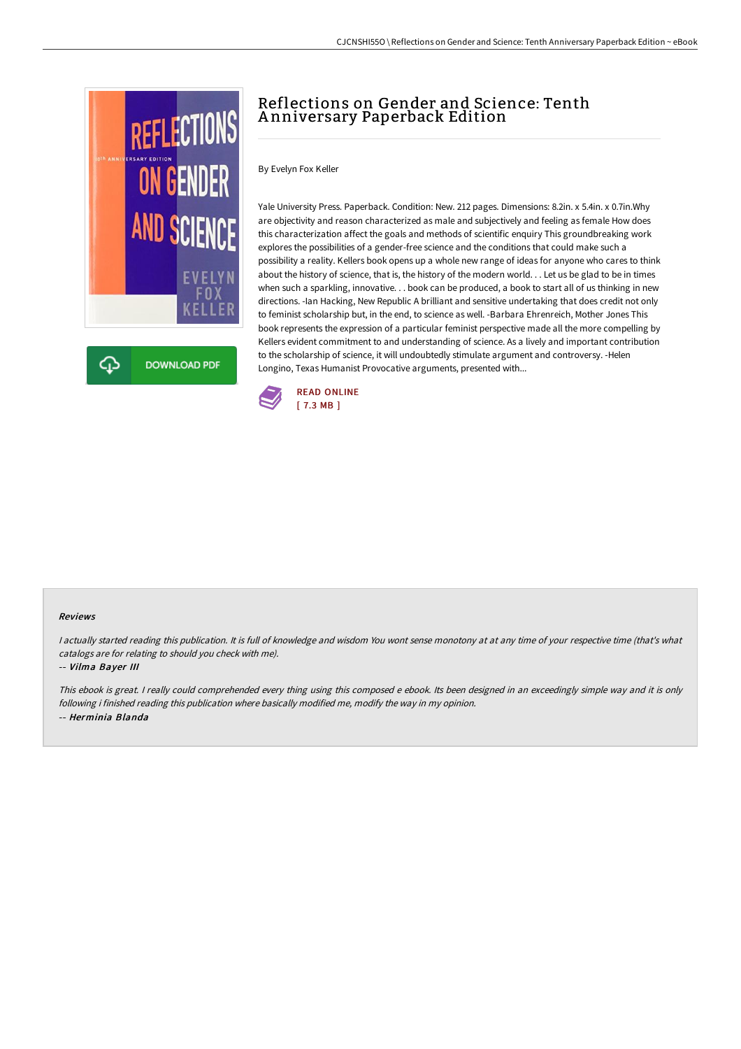# Reflections on Gender and Science: Tenth Anniversary Paperback Edition

By Evelyn Fox Keller

Yale University Press. Paperback. Condition: New. 212 pages. Dimensions: 8.2in. x 5.4in. x 0.7in.Why are objectivity and reason characterized as male and subjectively and feeling as female How does this characterization affect the goals and methods of scientific enquiry This groundbreaking work explores the possibilities of a gender-free science and the conditions that could make such a possibility a reality. Kellers book opens up a whole new range of ideas for anyone who cares to think about the history of science, that is, the history of the modern world. . . Let us be glad to be in times when such a sparkling, innovative. . . book can be produced, a book to start all of us thinking in new directions. -Ian Hacking, New Republic A brilliant and sensitive undertaking that does credit not only to feminist scholarship but, in the end, to science as well. -Barbara Ehrenreich, Mother Jones This book represents the expression of a particular feminist perspective made all the more compelling by Kellers evident commitment to and understanding of science. As a lively and important contribution to the scholarship of science, it will undoubtedly stimulate argument and controversy. -Helen Longino, Texas Humanist Provocative arguments, presented with...

DOWNLOAD PDF

READ ONLINE
[ 7.3 MB ]

### Reviews

*I actually started reading this publication. It is full of knowledge and wisdom You wont sense monotony at at any time of your respective time (that's what catalogs are for relating to should you check with me).*

-- ***Vilma Bayer III***

*This ebook is great. I really could comprehended every thing using this composed e ebook. Its been designed in an exceedingly simple way and it is only following i finished reading this publication where basically modified me, modify the way in my opinion.*

-- ***Herminia Blanda***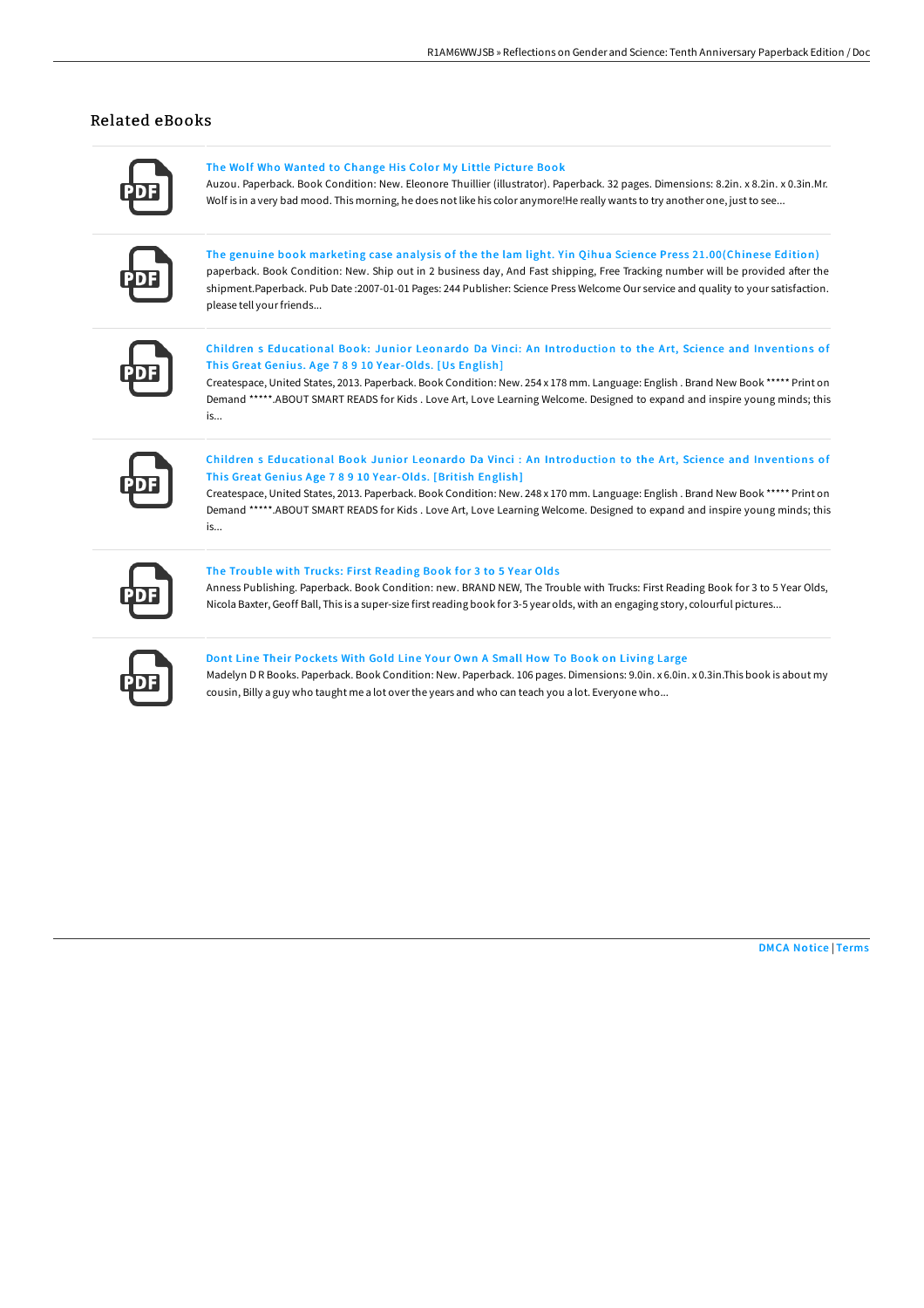## Related eBooks

**The Wolf Who Wanted to Change His Color My Little Picture Book**

Auzou. Paperback. Book Condition: New. Eleonore Thuillier (illustrator). Paperback. 32 pages. Dimensions: 8.2in. x 8.2in. x 0.3in.Mr. Wolf is in a very bad mood. This morning, he does not like his color anymore!He really wants to try another one, just to see...

**The genuine book marketing case analysis of the the lam light. Yin Qihua Science Press 21.00(Chinese Edition)**

paperback. Book Condition: New. Ship out in 2 business day, And Fast shipping, Free Tracking number will be provided after the shipment.Paperback. Pub Date :2007-01-01 Pages: 244 Publisher: Science Press Welcome Our service and quality to your satisfaction. please tell your friends...

**Children s Educational Book: Junior Leonardo Da Vinci: An Introduction to the Art, Science and Inventions of This Great Genius. Age 7 8 9 10 Year-Olds. [Us English]**

Createspace, United States, 2013. Paperback. Book Condition: New. 254 x 178 mm. Language: English . Brand New Book ***** Print on Demand *****.ABOUT SMART READS for Kids . Love Art, Love Learning Welcome. Designed to expand and inspire young minds; this is...

**Children s Educational Book Junior Leonardo Da Vinci : An Introduction to the Art, Science and Inventions of This Great Genius Age 7 8 9 10 Year-Olds. [British English]**

Createspace, United States, 2013. Paperback. Book Condition: New. 248 x 170 mm. Language: English . Brand New Book ***** Print on Demand *****.ABOUT SMART READS for Kids . Love Art, Love Learning Welcome. Designed to expand and inspire young minds; this is...

**The Trouble with Trucks: First Reading Book for 3 to 5 Year Olds**

Anness Publishing. Paperback. Book Condition: new. BRAND NEW, The Trouble with Trucks: First Reading Book for 3 to 5 Year Olds, Nicola Baxter, Geoff Ball, This is a super-size first reading book for 3-5 year olds, with an engaging story, colourful pictures...

**Dont Line Their Pockets With Gold Line Your Own A Small How To Book on Living Large**

Madelyn D R Books. Paperback. Book Condition: New. Paperback. 106 pages. Dimensions: 9.0in. x 6.0in. x 0.3in.This book is about my cousin, Billy a guy who taught me a lot over the years and who can teach you a lot. Everyone who...